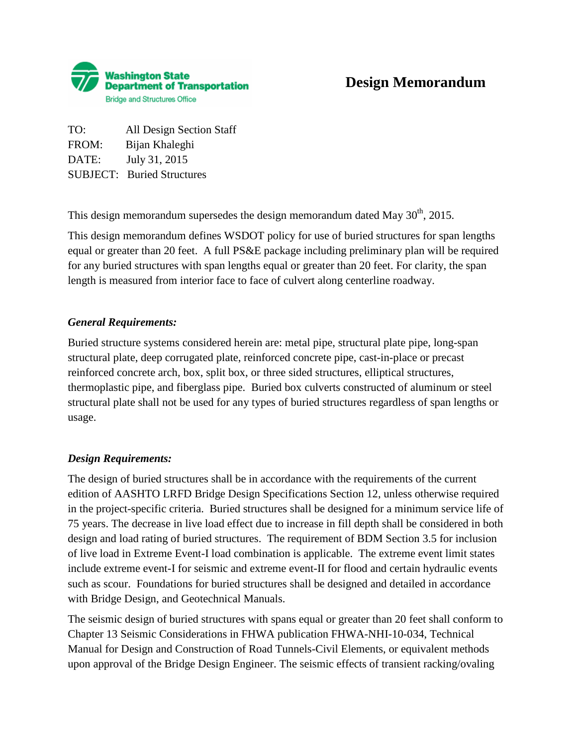Washington State Department of Transportation
Bridge and Structures Office

# Design Memorandum

TO: All Design Section Staff
FROM: Bijan Khaleghi
DATE: July 31, 2015
SUBJECT: Buried Structures

This design memorandum supersedes the design memorandum dated May 30th, 2015.

This design memorandum defines WSDOT policy for use of buried structures for span lengths equal or greater than 20 feet. A full PS&E package including preliminary plan will be required for any buried structures with span lengths equal or greater than 20 feet. For clarity, the span length is measured from interior face to face of culvert along centerline roadway.

***General Requirements:***

Buried structure systems considered herein are: metal pipe, structural plate pipe, long-span structural plate, deep corrugated plate, reinforced concrete pipe, cast-in-place or precast reinforced concrete arch, box, split box, or three sided structures, elliptical structures, thermoplastic pipe, and fiberglass pipe. Buried box culverts constructed of aluminum or steel structural plate shall not be used for any types of buried structures regardless of span lengths or usage.

***Design Requirements:***

The design of buried structures shall be in accordance with the requirements of the current edition of AASHTO LRFD Bridge Design Specifications Section 12, unless otherwise required in the project-specific criteria. Buried structures shall be designed for a minimum service life of 75 years. The decrease in live load effect due to increase in fill depth shall be considered in both design and load rating of buried structures. The requirement of BDM Section 3.5 for inclusion of live load in Extreme Event-I load combination is applicable. The extreme event limit states include extreme event-I for seismic and extreme event-II for flood and certain hydraulic events such as scour. Foundations for buried structures shall be designed and detailed in accordance with Bridge Design, and Geotechnical Manuals.

The seismic design of buried structures with spans equal or greater than 20 feet shall conform to Chapter 13 Seismic Considerations in FHWA publication FHWA-NHI-10-034, Technical Manual for Design and Construction of Road Tunnels-Civil Elements, or equivalent methods upon approval of the Bridge Design Engineer. The seismic effects of transient racking/ovaling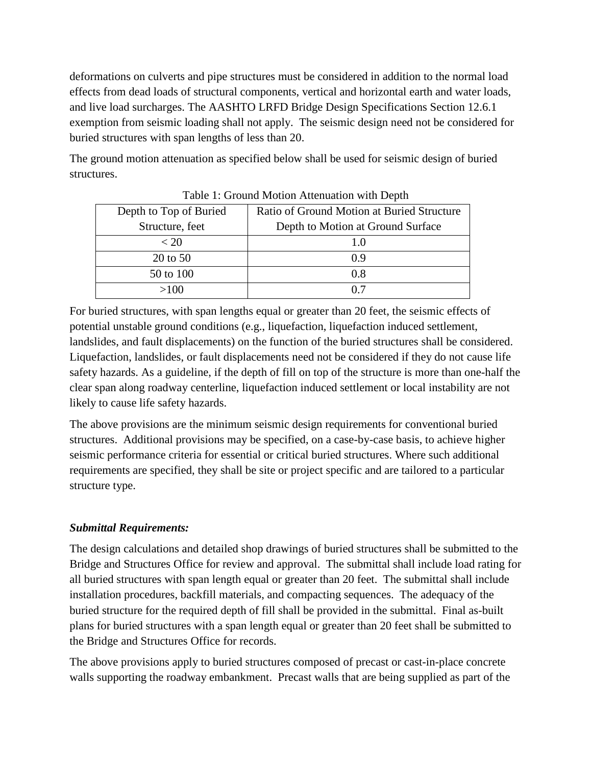deformations on culverts and pipe structures must be considered in addition to the normal load effects from dead loads of structural components, vertical and horizontal earth and water loads, and live load surcharges. The AASHTO LRFD Bridge Design Specifications Section 12.6.1 exemption from seismic loading shall not apply. The seismic design need not be considered for buried structures with span lengths of less than 20.

The ground motion attenuation as specified below shall be used for seismic design of buried structures.

Table 1: Ground Motion Attenuation with Depth

| Depth to Top of Buried Structure, feet | Ratio of Ground Motion at Buried Structure Depth to Motion at Ground Surface |
| --- | --- |
| < 20 | 1.0 |
| 20 to 50 | 0.9 |
| 50 to 100 | 0.8 |
| >100 | 0.7 |

For buried structures, with span lengths equal or greater than 20 feet, the seismic effects of potential unstable ground conditions (e.g., liquefaction, liquefaction induced settlement, landslides, and fault displacements) on the function of the buried structures shall be considered. Liquefaction, landslides, or fault displacements need not be considered if they do not cause life safety hazards. As a guideline, if the depth of fill on top of the structure is more than one-half the clear span along roadway centerline, liquefaction induced settlement or local instability are not likely to cause life safety hazards.

The above provisions are the minimum seismic design requirements for conventional buried structures. Additional provisions may be specified, on a case-by-case basis, to achieve higher seismic performance criteria for essential or critical buried structures. Where such additional requirements are specified, they shall be site or project specific and are tailored to a particular structure type.

***Submittal Requirements:***

The design calculations and detailed shop drawings of buried structures shall be submitted to the Bridge and Structures Office for review and approval. The submittal shall include load rating for all buried structures with span length equal or greater than 20 feet. The submittal shall include installation procedures, backfill materials, and compacting sequences. The adequacy of the buried structure for the required depth of fill shall be provided in the submittal. Final as-built plans for buried structures with a span length equal or greater than 20 feet shall be submitted to the Bridge and Structures Office for records.

The above provisions apply to buried structures composed of precast or cast-in-place concrete walls supporting the roadway embankment. Precast walls that are being supplied as part of the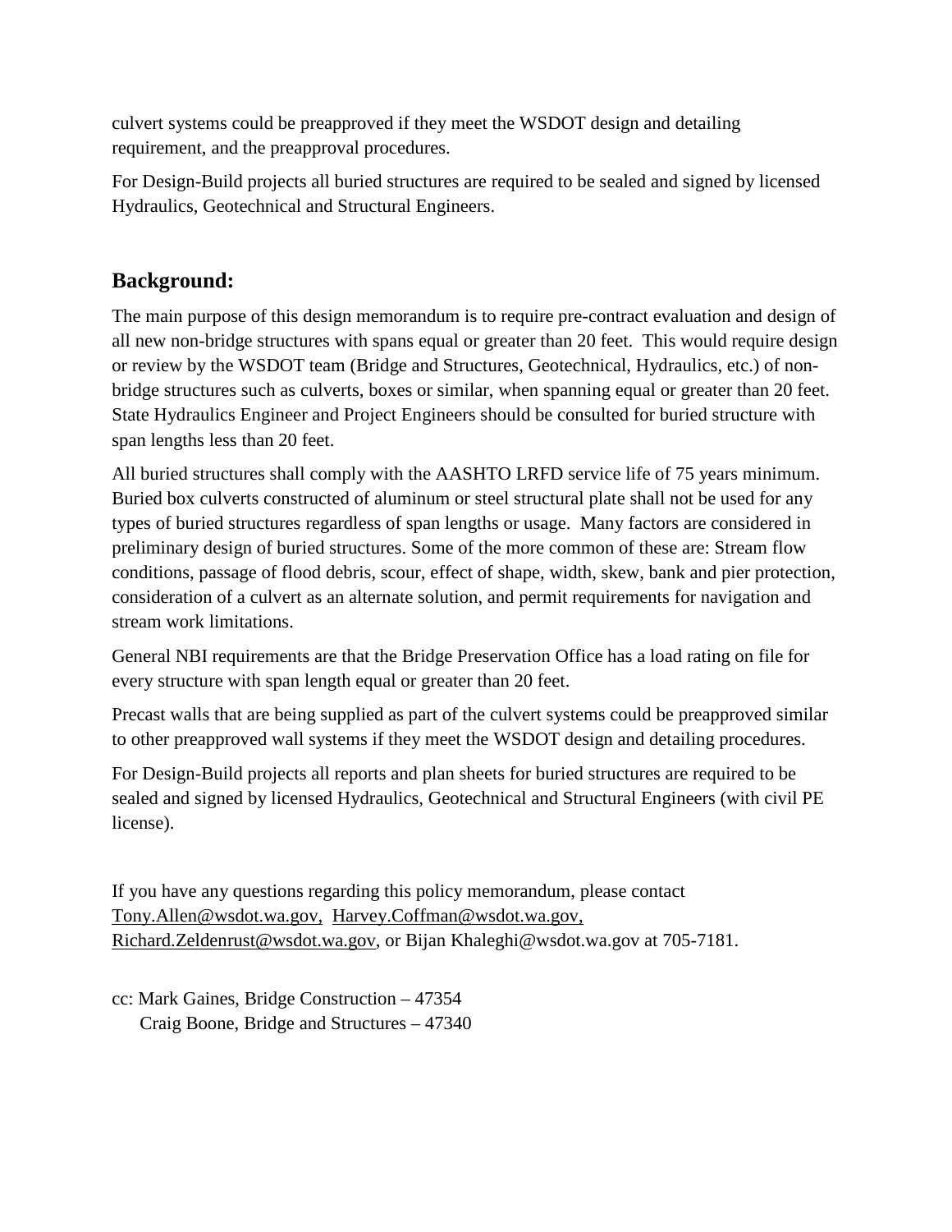culvert systems could be preapproved if they meet the WSDOT design and detailing requirement, and the preapproval procedures.

For Design-Build projects all buried structures are required to be sealed and signed by licensed Hydraulics, Geotechnical and Structural Engineers.

## Background:

The main purpose of this design memorandum is to require pre-contract evaluation and design of all new non-bridge structures with spans equal or greater than 20 feet. This would require design or review by the WSDOT team (Bridge and Structures, Geotechnical, Hydraulics, etc.) of non-bridge structures such as culverts, boxes or similar, when spanning equal or greater than 20 feet. State Hydraulics Engineer and Project Engineers should be consulted for buried structure with span lengths less than 20 feet.

All buried structures shall comply with the AASHTO LRFD service life of 75 years minimum. Buried box culverts constructed of aluminum or steel structural plate shall not be used for any types of buried structures regardless of span lengths or usage. Many factors are considered in preliminary design of buried structures. Some of the more common of these are: Stream flow conditions, passage of flood debris, scour, effect of shape, width, skew, bank and pier protection, consideration of a culvert as an alternate solution, and permit requirements for navigation and stream work limitations.

General NBI requirements are that the Bridge Preservation Office has a load rating on file for every structure with span length equal or greater than 20 feet.

Precast walls that are being supplied as part of the culvert systems could be preapproved similar to other preapproved wall systems if they meet the WSDOT design and detailing procedures.

For Design-Build projects all reports and plan sheets for buried structures are required to be sealed and signed by licensed Hydraulics, Geotechnical and Structural Engineers (with civil PE license).

If you have any questions regarding this policy memorandum, please contact Tony.Allen@wsdot.wa.gov, Harvey.Coffman@wsdot.wa.gov, Richard.Zeldenrust@wsdot.wa.gov, or Bijan Khaleghi@wsdot.wa.gov at 705-7181.

cc: Mark Gaines, Bridge Construction – 47354
Craig Boone, Bridge and Structures – 47340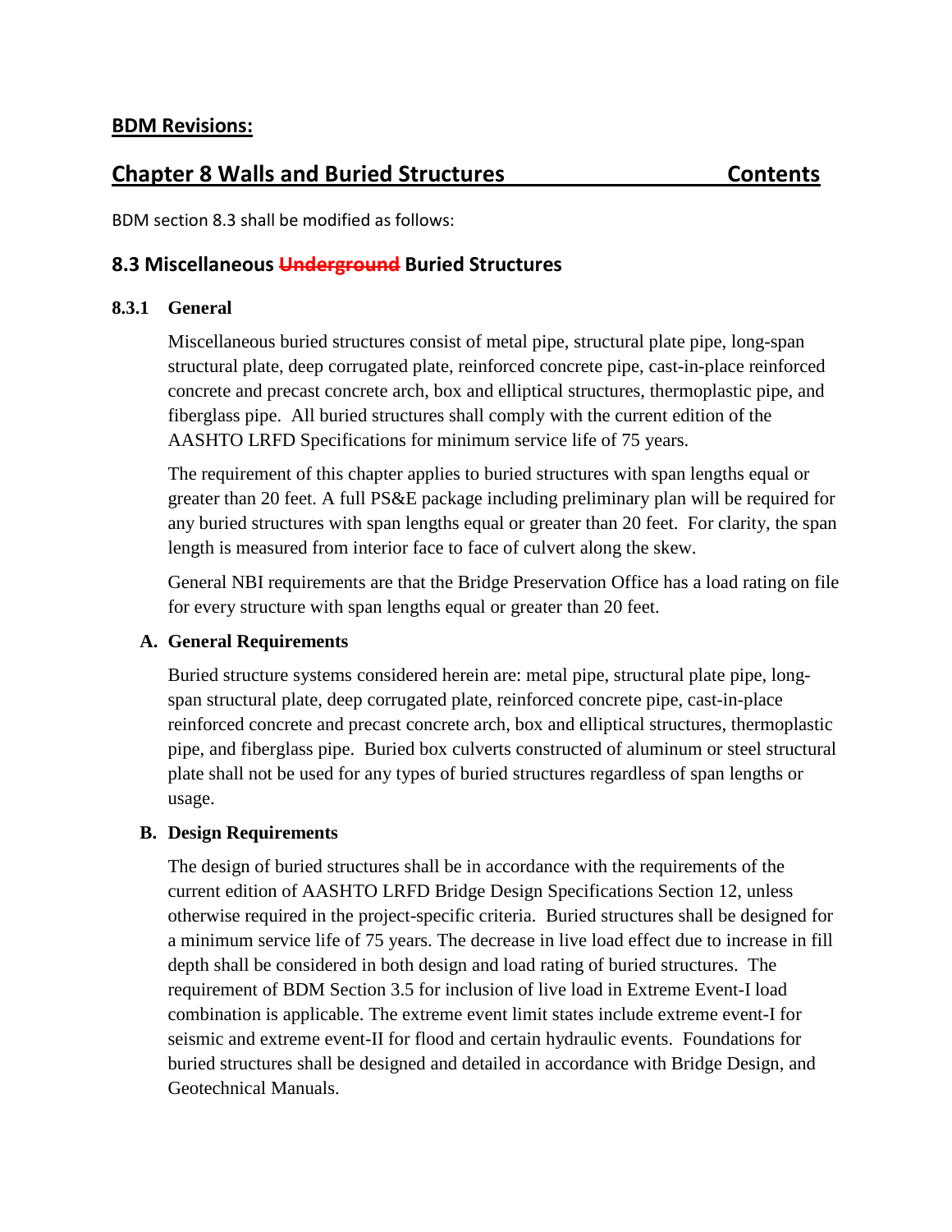## BDM Revisions:

## Chapter 8 Walls and Buried Structures Contents

BDM section 8.3 shall be modified as follows:

### 8.3 Miscellaneous ~~Underground~~ Buried Structures

#### 8.3.1 General

Miscellaneous buried structures consist of metal pipe, structural plate pipe, long-span structural plate, deep corrugated plate, reinforced concrete pipe, cast-in-place reinforced concrete and precast concrete arch, box and elliptical structures, thermoplastic pipe, and fiberglass pipe. All buried structures shall comply with the current edition of the AASHTO LRFD Specifications for minimum service life of 75 years.

The requirement of this chapter applies to buried structures with span lengths equal or greater than 20 feet. A full PS&E package including preliminary plan will be required for any buried structures with span lengths equal or greater than 20 feet. For clarity, the span length is measured from interior face to face of culvert along the skew.

General NBI requirements are that the Bridge Preservation Office has a load rating on file for every structure with span lengths equal or greater than 20 feet.

**A. General Requirements**

Buried structure systems considered herein are: metal pipe, structural plate pipe, long-span structural plate, deep corrugated plate, reinforced concrete pipe, cast-in-place reinforced concrete and precast concrete arch, box and elliptical structures, thermoplastic pipe, and fiberglass pipe. Buried box culverts constructed of aluminum or steel structural plate shall not be used for any types of buried structures regardless of span lengths or usage.

**B. Design Requirements**

The design of buried structures shall be in accordance with the requirements of the current edition of AASHTO LRFD Bridge Design Specifications Section 12, unless otherwise required in the project-specific criteria. Buried structures shall be designed for a minimum service life of 75 years. The decrease in live load effect due to increase in fill depth shall be considered in both design and load rating of buried structures. The requirement of BDM Section 3.5 for inclusion of live load in Extreme Event-I load combination is applicable. The extreme event limit states include extreme event-I for seismic and extreme event-II for flood and certain hydraulic events. Foundations for buried structures shall be designed and detailed in accordance with Bridge Design, and Geotechnical Manuals.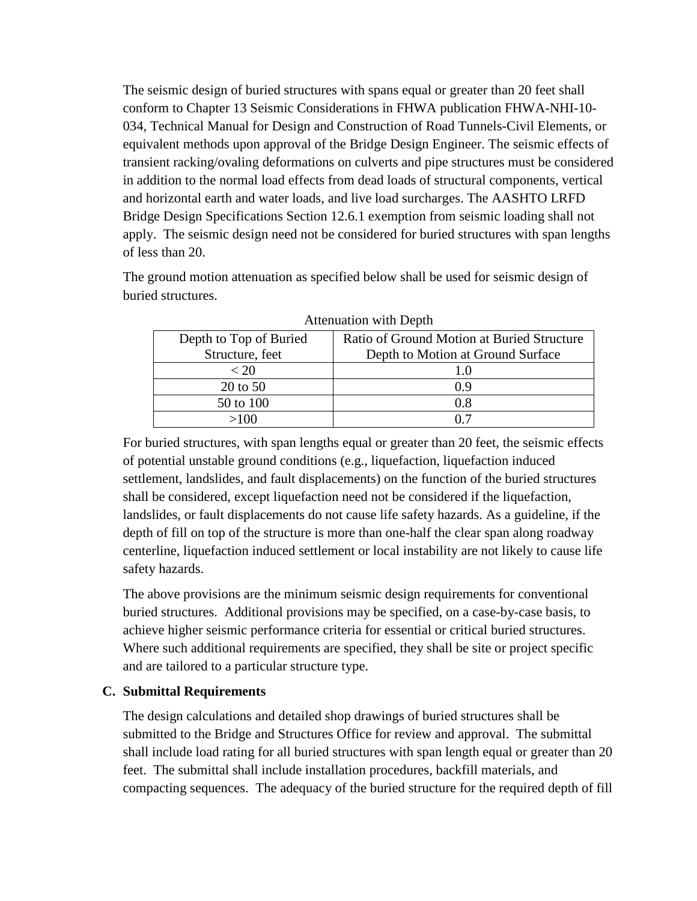The seismic design of buried structures with spans equal or greater than 20 feet shall conform to Chapter 13 Seismic Considerations in FHWA publication FHWA-NHI-10-034, Technical Manual for Design and Construction of Road Tunnels-Civil Elements, or equivalent methods upon approval of the Bridge Design Engineer. The seismic effects of transient racking/ovaling deformations on culverts and pipe structures must be considered in addition to the normal load effects from dead loads of structural components, vertical and horizontal earth and water loads, and live load surcharges. The AASHTO LRFD Bridge Design Specifications Section 12.6.1 exemption from seismic loading shall not apply. The seismic design need not be considered for buried structures with span lengths of less than 20.

The ground motion attenuation as specified below shall be used for seismic design of buried structures.

Attenuation with Depth

| Depth to Top of Buried Structure, feet | Ratio of Ground Motion at Buried Structure Depth to Motion at Ground Surface |
|---|---|
| < 20 | 1.0 |
| 20 to 50 | 0.9 |
| 50 to 100 | 0.8 |
| >100 | 0.7 |

For buried structures, with span lengths equal or greater than 20 feet, the seismic effects of potential unstable ground conditions (e.g., liquefaction, liquefaction induced settlement, landslides, and fault displacements) on the function of the buried structures shall be considered, except liquefaction need not be considered if the liquefaction, landslides, or fault displacements do not cause life safety hazards. As a guideline, if the depth of fill on top of the structure is more than one-half the clear span along roadway centerline, liquefaction induced settlement or local instability are not likely to cause life safety hazards.

The above provisions are the minimum seismic design requirements for conventional buried structures. Additional provisions may be specified, on a case-by-case basis, to achieve higher seismic performance criteria for essential or critical buried structures. Where such additional requirements are specified, they shall be site or project specific and are tailored to a particular structure type.

### C. Submittal Requirements

The design calculations and detailed shop drawings of buried structures shall be submitted to the Bridge and Structures Office for review and approval. The submittal shall include load rating for all buried structures with span length equal or greater than 20 feet. The submittal shall include installation procedures, backfill materials, and compacting sequences. The adequacy of the buried structure for the required depth of fill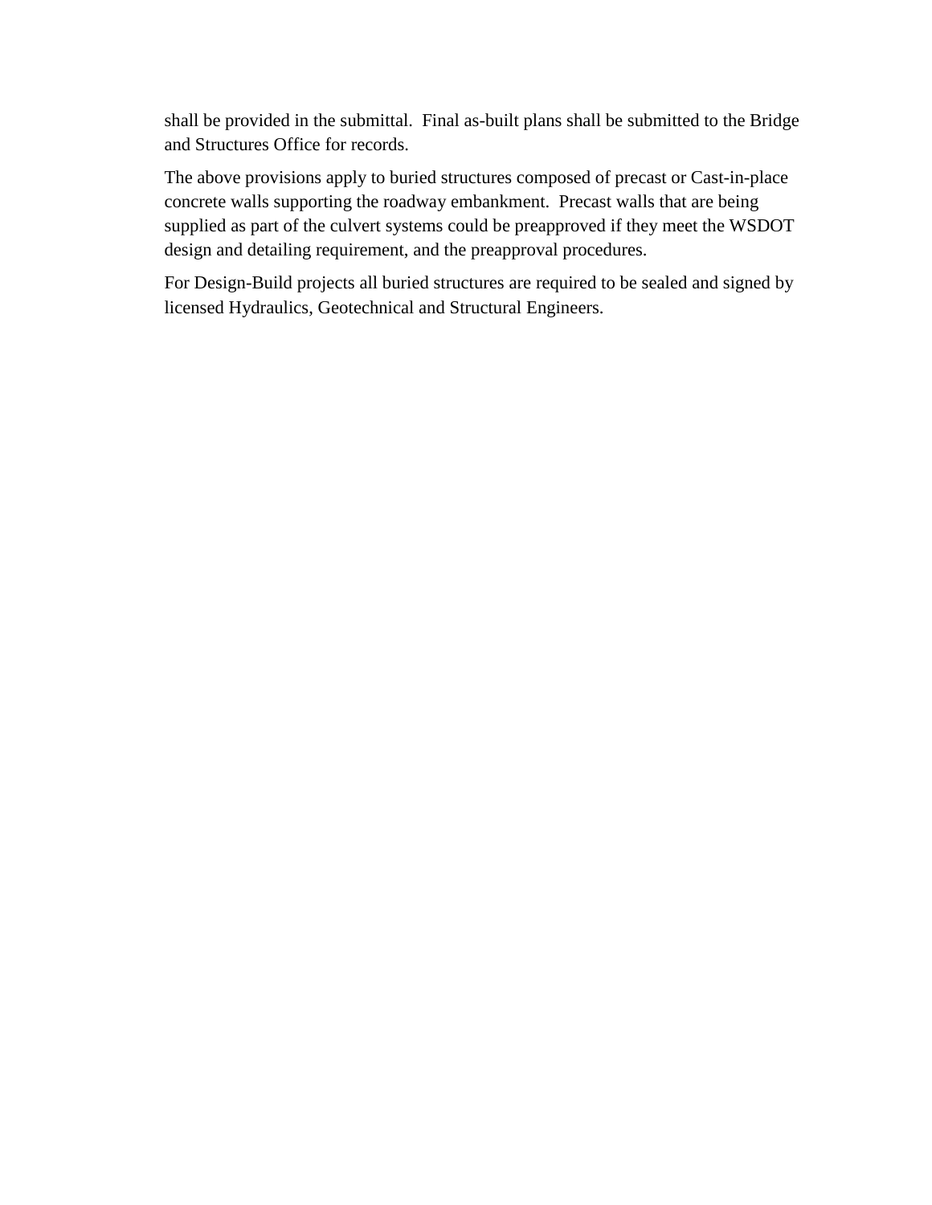shall be provided in the submittal.  Final as-built plans shall be submitted to the Bridge and Structures Office for records.

The above provisions apply to buried structures composed of precast or Cast-in-place concrete walls supporting the roadway embankment.  Precast walls that are being supplied as part of the culvert systems could be preapproved if they meet the WSDOT design and detailing requirement, and the preapproval procedures.

For Design-Build projects all buried structures are required to be sealed and signed by licensed Hydraulics, Geotechnical and Structural Engineers.